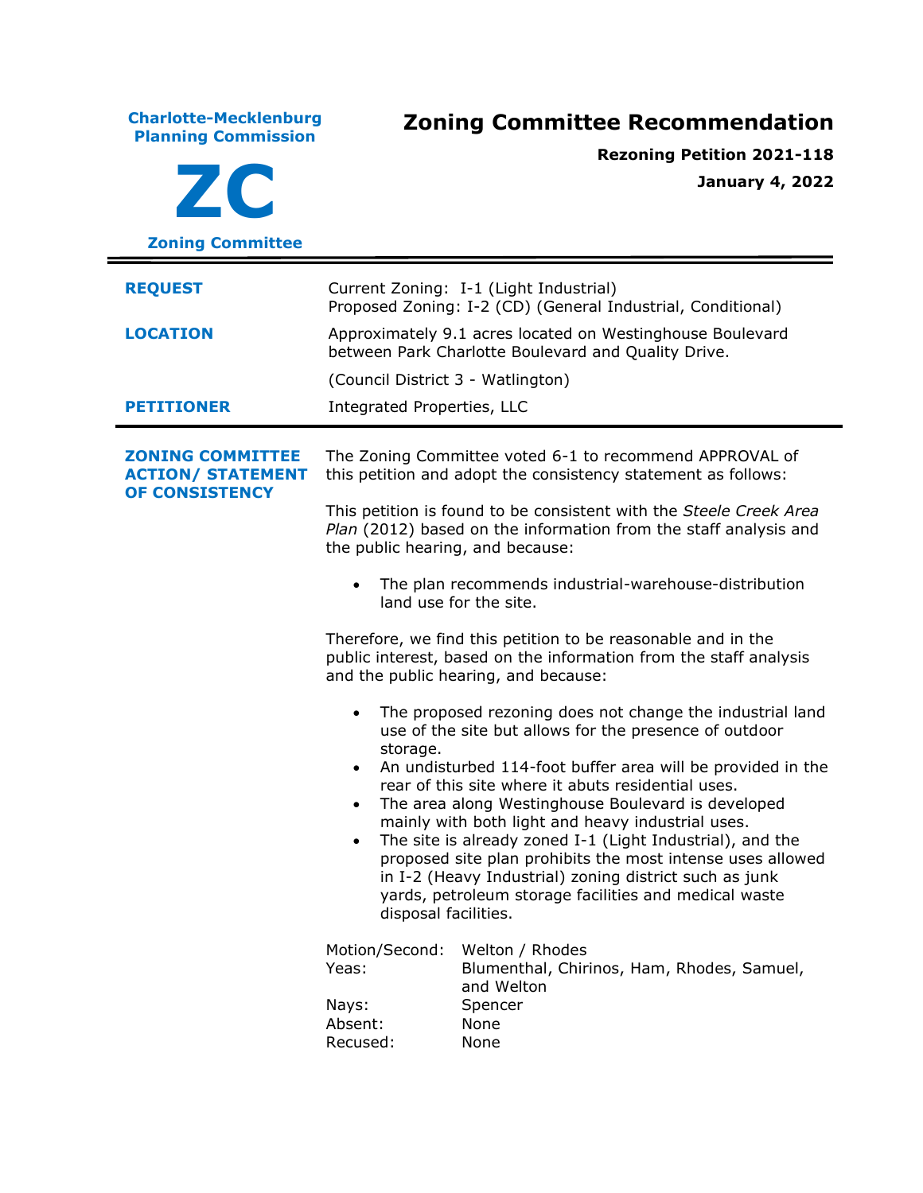**Charlote-Mecklenburg Planning Commission**

**ZC**

**Zoning Committee**

# Zoning Committee Recommendation

**Rezoning Petition 2021-118**

**January 4, 2022**

---

| | |
|---|---|
| **REQUEST** | Current Zoning: I-1 (Light Industrial)<br>Proposed Zoning: I-2 (CD) (General Industrial, Conditional) |
| **LOCATION** | Approximately 9.1 acres located on Westinghouse Boulevard between Park Charlotte Boulevard and Quality Drive.<br><br>(Council District 3 - Watlington) |
| **PETITIONER** | Integrated Properties, LLC |

---

**ZONING COMMITTEE ACTION/ STATEMENT OF CONSISTENCY**

The Zoning Committee voted 6-1 to recommend APPROVAL of this petition and adopt the consistency statement as follows:

This petition is found to be consistent with the *Steele Creek Area Plan* (2012) based on the information from the staff analysis and the public hearing, and because:

- The plan recommends industrial-warehouse-distribution land use for the site.

Therefore, we find this petition to be reasonable and in the public interest, based on the information from the staff analysis and the public hearing, and because:

- The proposed rezoning does not change the industrial land use of the site but allows for the presence of outdoor storage.
- An undisturbed 114-foot buffer area will be provided in the rear of this site where it abuts residential uses.
- The area along Westinghouse Boulevard is developed mainly with both light and heavy industrial uses.
- The site is already zoned I-1 (Light Industrial), and the proposed site plan prohibits the most intense uses allowed in I-2 (Heavy Industrial) zoning district such as junk yards, petroleum storage facilities and medical waste disposal facilities.

| | |
|---|---|
| Motion/Second: | Welton / Rhodes |
| Yeas: | Blumenthal, Chirinos, Ham, Rhodes, Samuel, and Welton |
| Nays: | Spencer |
| Absent: | None |
| Recused: | None |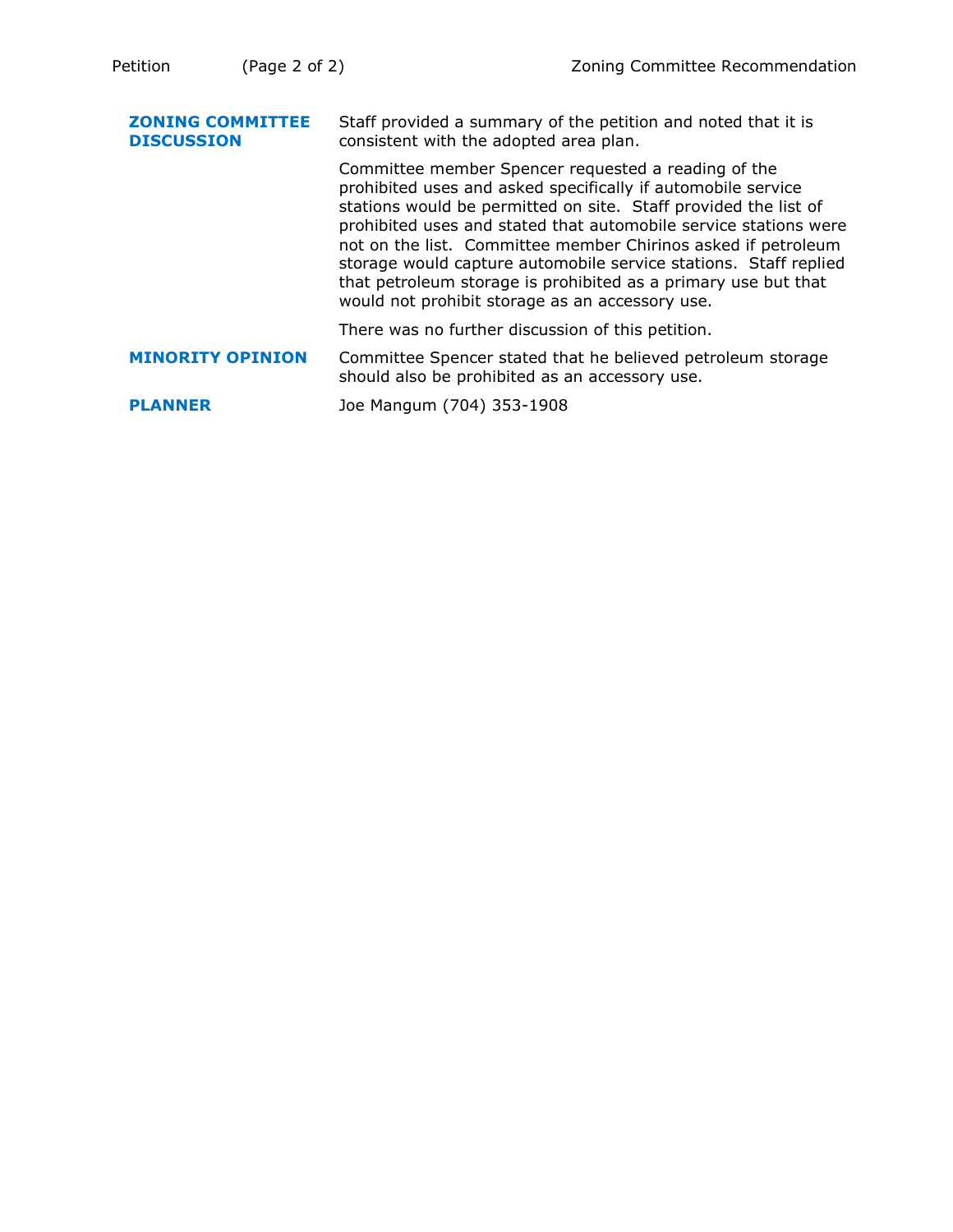**ZONING COMMITTEE DISCUSSION**

Staff provided a summary of the petition and noted that it is consistent with the adopted area plan.

Committee member Spencer requested a reading of the prohibited uses and asked specifically if automobile service stations would be permitted on site. Staff provided the list of prohibited uses and stated that automobile service stations were not on the list. Committee member Chirinos asked if petroleum storage would capture automobile service stations. Staff replied that petroleum storage is prohibited as a primary use but that would not prohibit storage as an accessory use.

There was no further discussion of this petition.

**MINORITY OPINION**

Committee Spencer stated that he believed petroleum storage should also be prohibited as an accessory use.

**PLANNER**

Joe Mangum (704) 353-1908